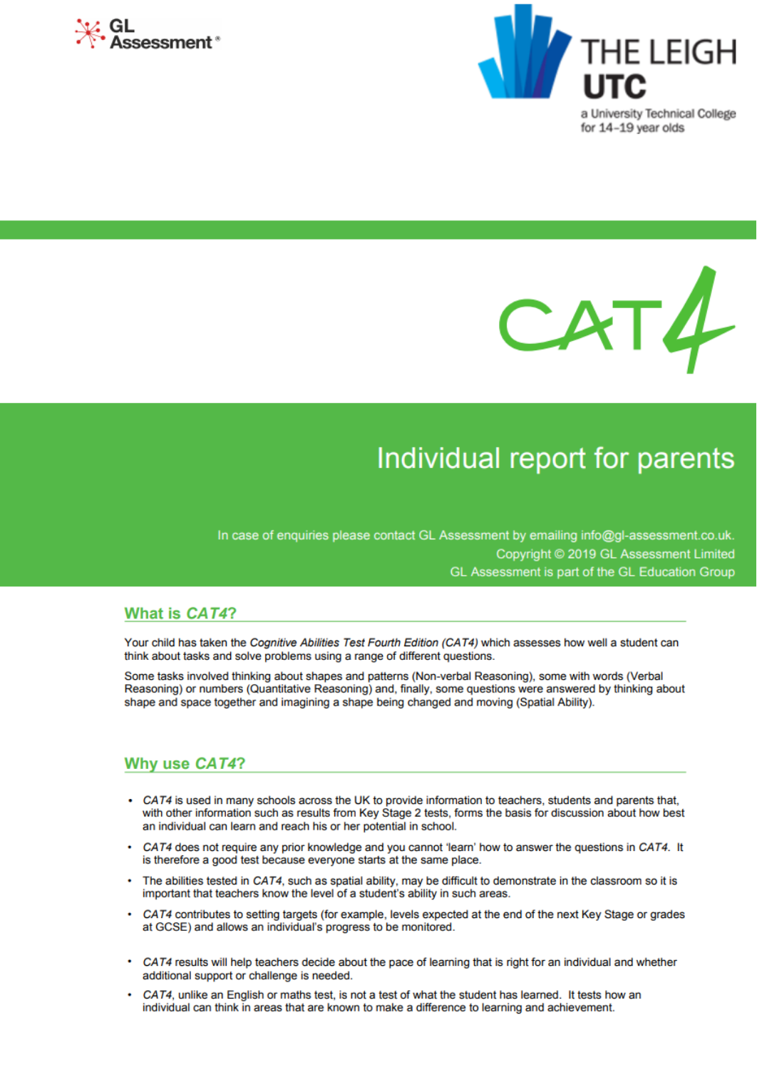GL Assessment

THE LEIGH UTC

a University Technical College for 14–19 year olds

# CAT4

## Individual report for parents

In case of enquiries please contact GL Assessment by emailing info@gl-assessment.co.uk.
Copyright © 2019 GL Assessment Limited
GL Assessment is part of the GL Education Group

## What is *CAT4*?

Your child has taken the *Cognitive Abilities Test Fourth Edition (CAT4)* which assesses how well a student can think about tasks and solve problems using a range of different questions.

Some tasks involved thinking about shapes and patterns (Non-verbal Reasoning), some with words (Verbal Reasoning) or numbers (Quantitative Reasoning) and, finally, some questions were answered by thinking about shape and space together and imagining a shape being changed and moving (Spatial Ability).

## Why use *CAT4*?

- *CAT4* is used in many schools across the UK to provide information to teachers, students and parents that, with other information such as results from Key Stage 2 tests, forms the basis for discussion about how best an individual can learn and reach his or her potential in school.
- *CAT4* does not require any prior knowledge and you cannot 'learn' how to answer the questions in *CAT4*. It is therefore a good test because everyone starts at the same place.
- The abilities tested in *CAT4*, such as spatial ability, may be difficult to demonstrate in the classroom so it is important that teachers know the level of a student's ability in such areas.
- *CAT4* contributes to setting targets (for example, levels expected at the end of the next Key Stage or grades at GCSE) and allows an individual's progress to be monitored.
- *CAT4* results will help teachers decide about the pace of learning that is right for an individual and whether additional support or challenge is needed.
- *CAT4*, unlike an English or maths test, is not a test of what the student has learned. It tests how an individual can think in areas that are known to make a difference to learning and achievement.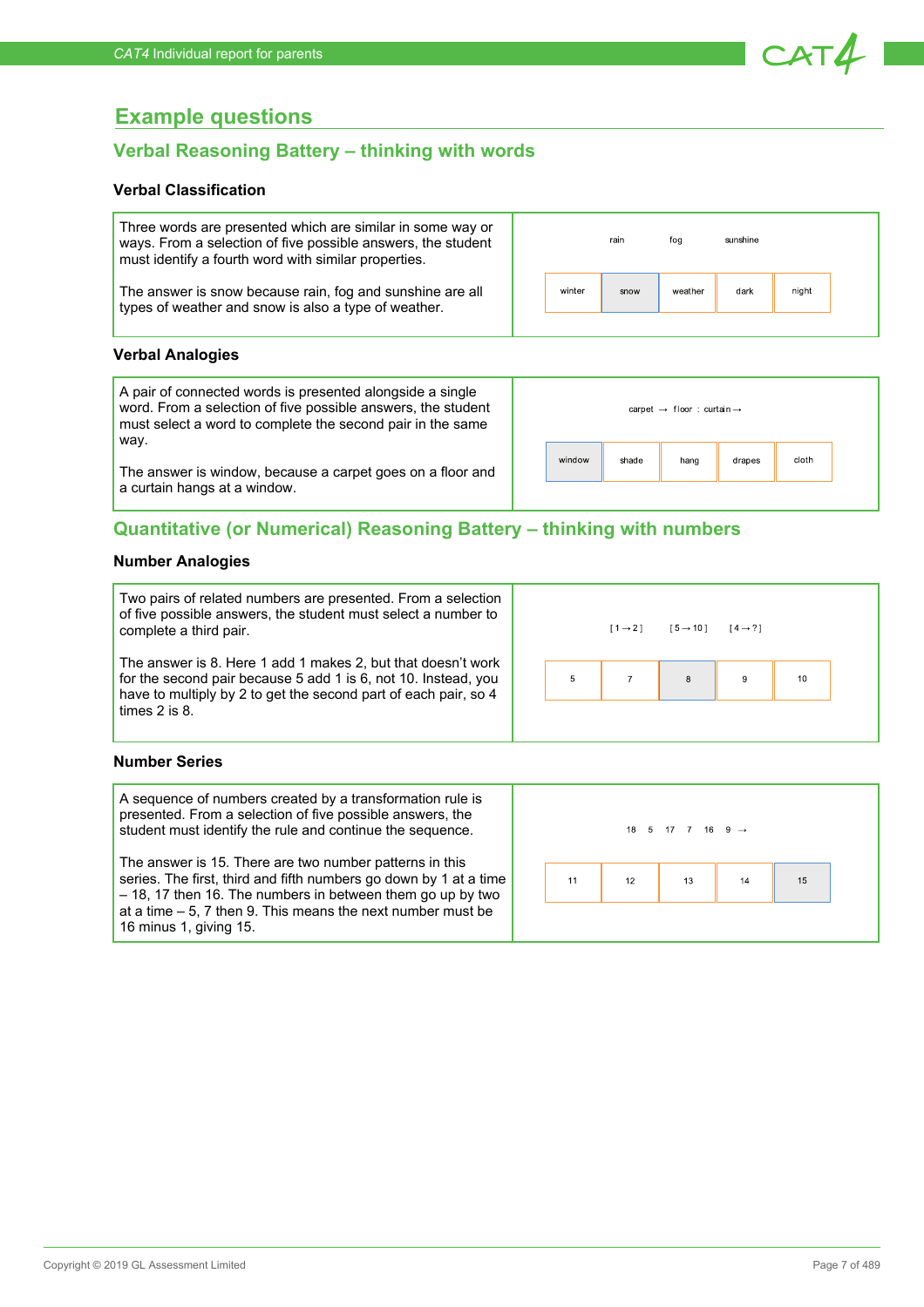## Example questions

### Verbal Reasoning Battery – thinking with words

#### Verbal Classification

| | |
|---|---|
| Three words are presented which are similar in some way or ways. From a selection of five possible answers, the student must identify a fourth word with similar properties.<br><br>The answer is snow because rain, fog and sunshine are all types of weather and snow is also a type of weather. | rain fog sunshine<br><br>winter \| snow \| weather \| dark \| night |

#### Verbal Analogies

| | |
|---|---|
| A pair of connected words is presented alongside a single word. From a selection of five possible answers, the student must select a word to complete the second pair in the same way.<br><br>The answer is window, because a carpet goes on a floor and a curtain hangs at a window. | carpet → floor : curtain →<br><br>window \| shade \| hang \| drapes \| cloth |

### Quantitative (or Numerical) Reasoning Battery – thinking with numbers

#### Number Analogies

| | |
|---|---|
| Two pairs of related numbers are presented. From a selection of five possible answers, the student must select a number to complete a third pair.<br><br>The answer is 8. Here 1 add 1 makes 2, but that doesn't work for the second pair because 5 add 1 is 6, not 10. Instead, you have to multiply by 2 to get the second part of each pair, so 4 times 2 is 8. | [ 1 → 2 ] [ 5 → 10 ] [ 4 → ? ]<br><br>5 \| 7 \| 8 \| 9 \| 10 |

#### Number Series

| | |
|---|---|
| A sequence of numbers created by a transformation rule is presented. From a selection of five possible answers, the student must identify the rule and continue the sequence.<br><br>The answer is 15. There are two number patterns in this series. The first, third and fifth numbers go down by 1 at a time – 18, 17 then 16. The numbers in between them go up by two at a time – 5, 7 then 9. This means the next number must be 16 minus 1, giving 15. | 18 5 17 7 16 9 →<br><br>11 \| 12 \| 13 \| 14 \| 15 |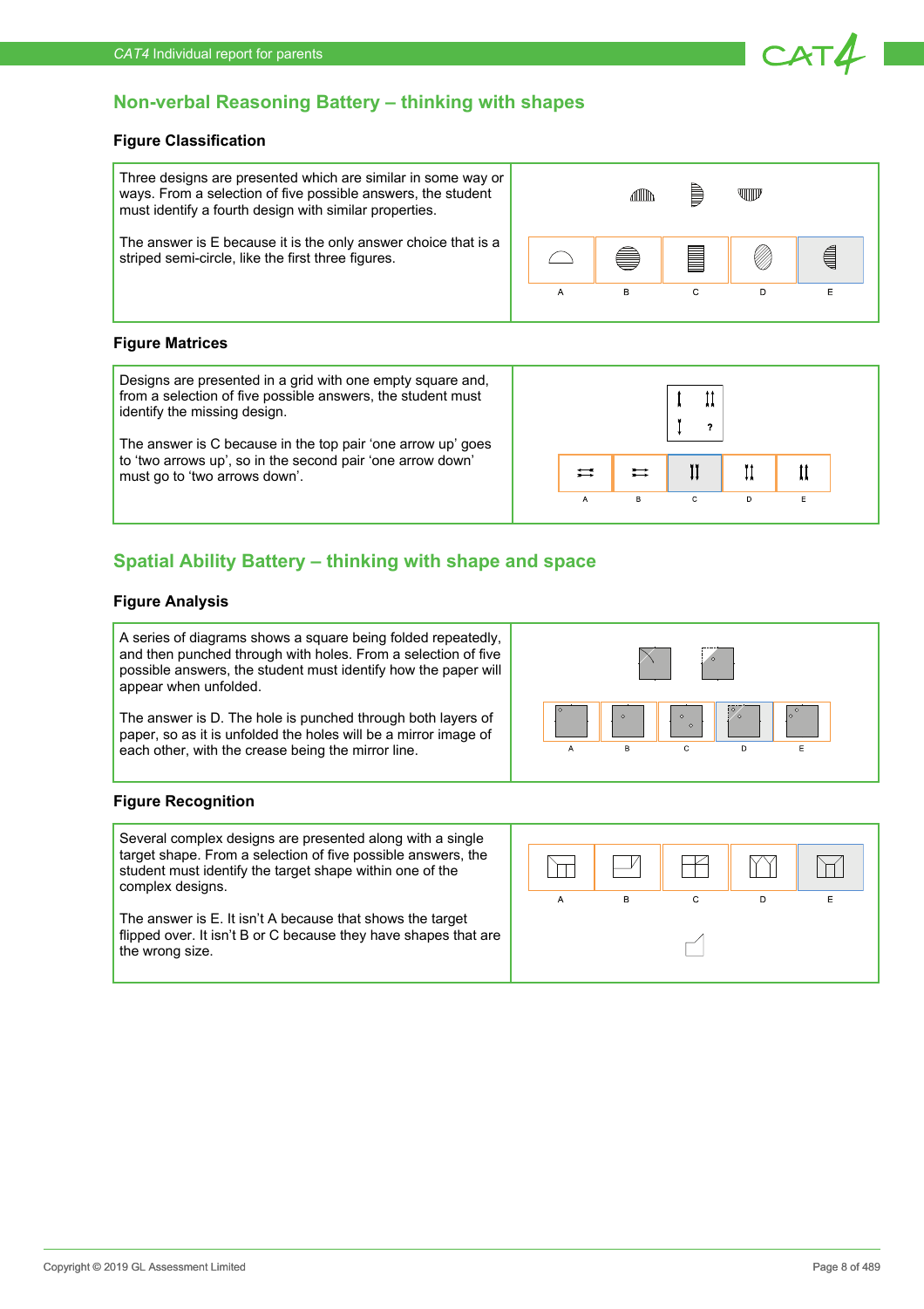## Non-verbal Reasoning Battery – thinking with shapes

### Figure Classification

Three designs are presented which are similar in some way or ways. From a selection of five possible answers, the student must identify a fourth design with similar properties.

The answer is E because it is the only answer choice that is a striped semi-circle, like the first three figures.

A B C D E

### Figure Matrices

Designs are presented in a grid with one empty square and, from a selection of five possible answers, the student must identify the missing design.

The answer is C because in the top pair 'one arrow up' goes to 'two arrows up', so in the second pair 'one arrow down' must go to 'two arrows down'.

?

A B C D E

## Spatial Ability Battery – thinking with shape and space

### Figure Analysis

A series of diagrams shows a square being folded repeatedly, and then punched through with holes. From a selection of five possible answers, the student must identify how the paper will appear when unfolded.

The answer is D. The hole is punched through both layers of paper, so as it is unfolded the holes will be a mirror image of each other, with the crease being the mirror line.

A B C D E

### Figure Recognition

Several complex designs are presented along with a single target shape. From a selection of five possible answers, the student must identify the target shape within one of the complex designs.

The answer is E. It isn't A because that shows the target flipped over. It isn't B or C because they have shapes that are the wrong size.

A B C D E

Copyright © 2019 GL Assessment Limited